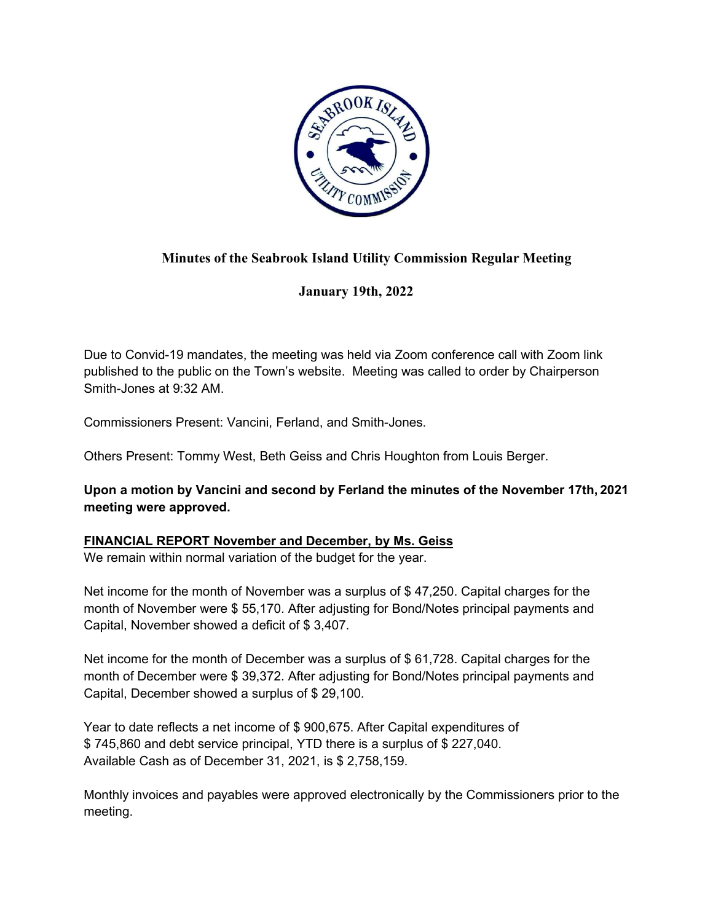# Minutes of the Seabrook Island Utility Commission Regular Meeting

## January 19th, 2022

Due to Convid-19 mandates, the meeting was held via Zoom conference call with Zoom link published to the public on the Town's website. Meeting was called to order by Chairperson Smith-Jones at 9:32 AM.

Commissioners Present: Vancini, Ferland, and Smith-Jones.

Others Present: Tommy West, Beth Geiss and Chris Houghton from Louis Berger.

**Upon a motion by Vancini and second by Ferland the minutes of the November 17th, 2021 meeting were approved.**

**FINANCIAL REPORT November and December, by Ms. Geiss**

We remain within normal variation of the budget for the year.

Net income for the month of November was a surplus of $ 47,250. Capital charges for the month of November were $ 55,170. After adjusting for Bond/Notes principal payments and Capital, November showed a deficit of $ 3,407.

Net income for the month of December was a surplus of $ 61,728. Capital charges for the month of December were $ 39,372. After adjusting for Bond/Notes principal payments and Capital, December showed a surplus of $ 29,100.

Year to date reflects a net income of $ 900,675. After Capital expenditures of $ 745,860 and debt service principal, YTD there is a surplus of $ 227,040. Available Cash as of December 31, 2021, is $ 2,758,159.

Monthly invoices and payables were approved electronically by the Commissioners prior to the meeting.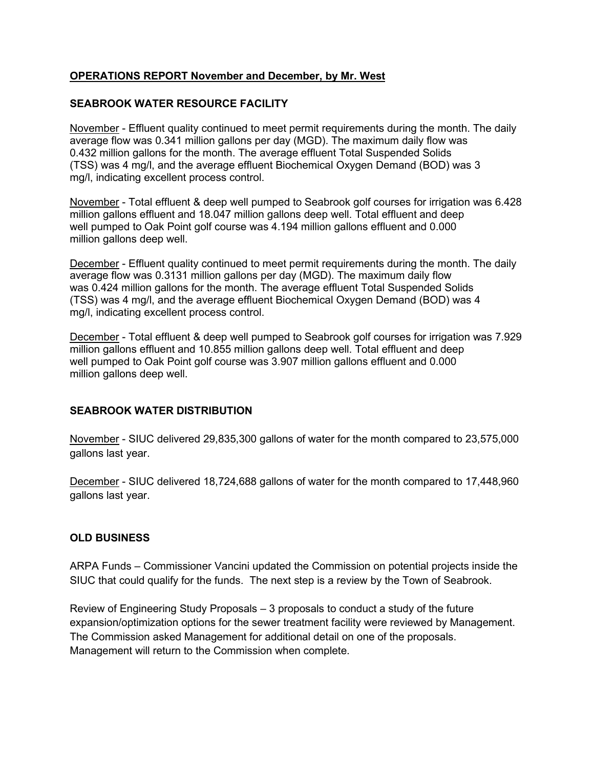## OPERATIONS REPORT November and December, by Mr. West

### SEABROOK WATER RESOURCE FACILITY

November - Effluent quality continued to meet permit requirements during the month. The daily average flow was 0.341 million gallons per day (MGD). The maximum daily flow was 0.432 million gallons for the month. The average effluent Total Suspended Solids (TSS) was 4 mg/l, and the average effluent Biochemical Oxygen Demand (BOD) was 3 mg/l, indicating excellent process control.

November - Total effluent & deep well pumped to Seabrook golf courses for irrigation was 6.428 million gallons effluent and 18.047 million gallons deep well. Total effluent and deep well pumped to Oak Point golf course was 4.194 million gallons effluent and 0.000 million gallons deep well.

December - Effluent quality continued to meet permit requirements during the month. The daily average flow was 0.3131 million gallons per day (MGD). The maximum daily flow was 0.424 million gallons for the month. The average effluent Total Suspended Solids (TSS) was 4 mg/l, and the average effluent Biochemical Oxygen Demand (BOD) was 4 mg/l, indicating excellent process control.

December - Total effluent & deep well pumped to Seabrook golf courses for irrigation was 7.929 million gallons effluent and 10.855 million gallons deep well. Total effluent and deep well pumped to Oak Point golf course was 3.907 million gallons effluent and 0.000 million gallons deep well.

### SEABROOK WATER DISTRIBUTION

November - SIUC delivered 29,835,300 gallons of water for the month compared to 23,575,000 gallons last year.

December - SIUC delivered 18,724,688 gallons of water for the month compared to 17,448,960 gallons last year.

### OLD BUSINESS

ARPA Funds – Commissioner Vancini updated the Commission on potential projects inside the SIUC that could qualify for the funds. The next step is a review by the Town of Seabrook.

Review of Engineering Study Proposals – 3 proposals to conduct a study of the future expansion/optimization options for the sewer treatment facility were reviewed by Management. The Commission asked Management for additional detail on one of the proposals. Management will return to the Commission when complete.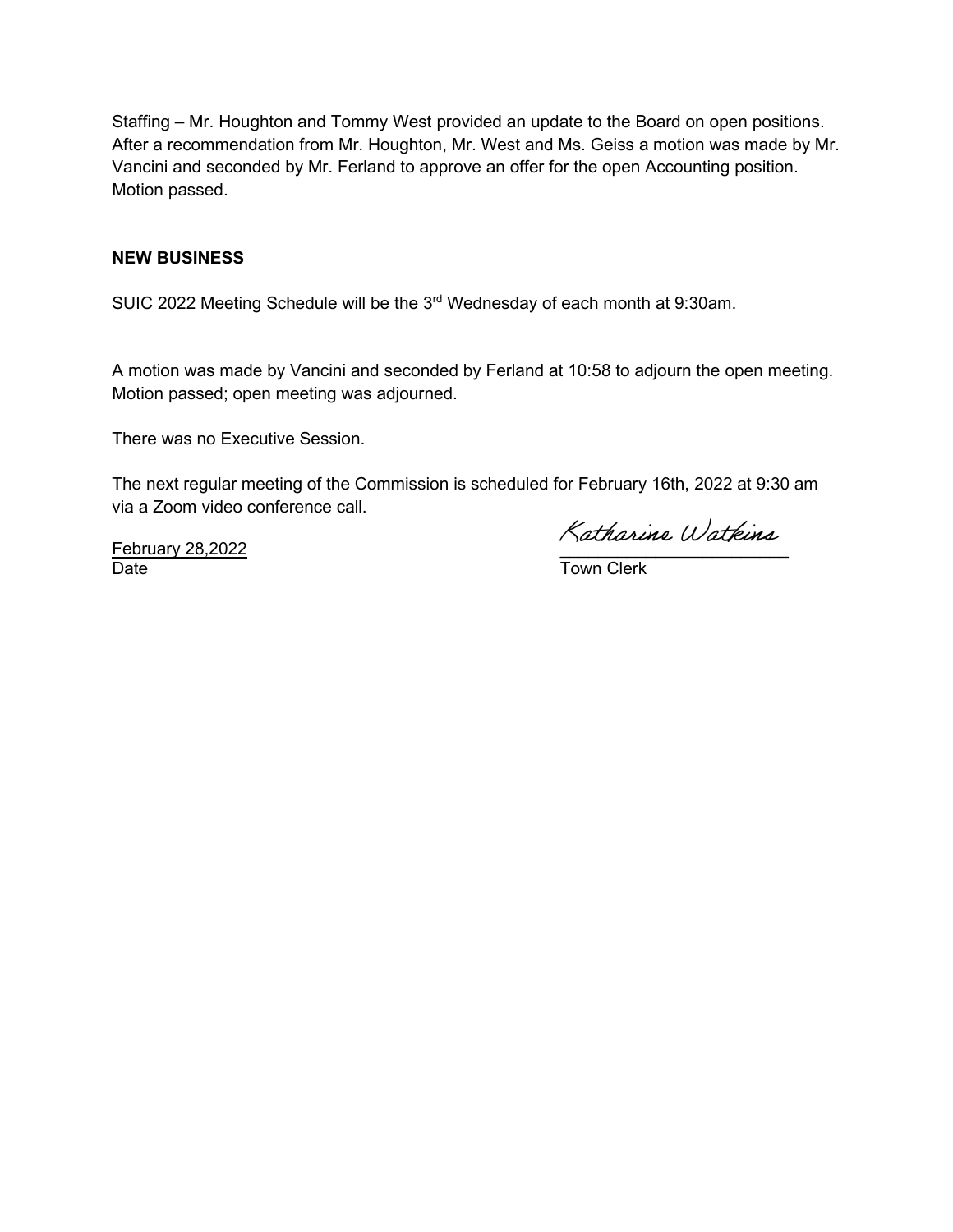Staffing – Mr. Houghton and Tommy West provided an update to the Board on open positions. After a recommendation from Mr. Houghton, Mr. West and Ms. Geiss a motion was made by Mr. Vancini and seconded by Mr. Ferland to approve an offer for the open Accounting position. Motion passed.

**NEW BUSINESS**

SUIC 2022 Meeting Schedule will be the 3rd Wednesday of each month at 9:30am.

A motion was made by Vancini and seconded by Ferland at 10:58 to adjourn the open meeting. Motion passed; open meeting was adjourned.

There was no Executive Session.

The next regular meeting of the Commission is scheduled for February 16th, 2022 at 9:30 am via a Zoom video conference call.

February 28,2022
Date

Katharine Watkins
Town Clerk